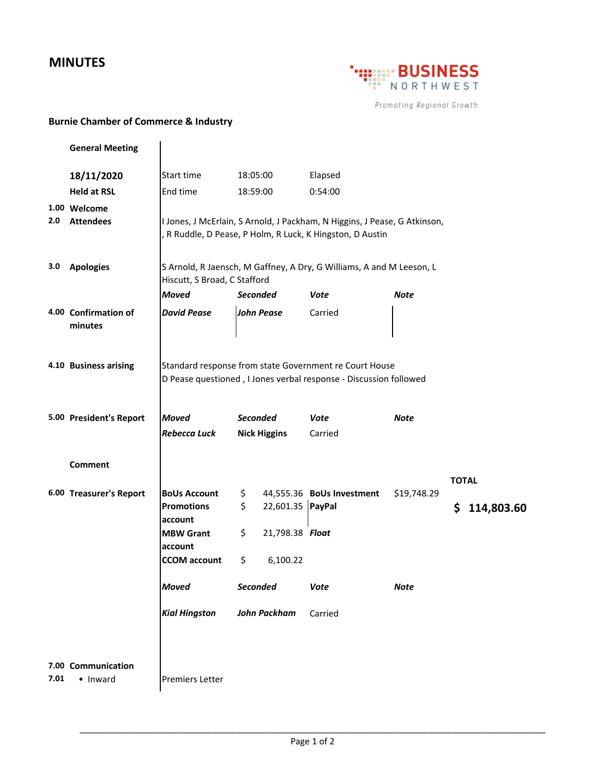# MINUTES

BUSINESS NORTHWEST

*Promoting Regional Growth*

**Burnie Chamber of Commerce & Industry**

**General Meeting**

**18/11/2020**

**Held at RSL**

| | |
|---|---|
| Start time | 18:05:00 |
| End time | 18:59:00 |
| Elapsed | 0:54:00 |

**1.00 Welcome**

**2.0 Attendees**

I Jones, J McErlain, S Arnold, J Packham, N Higgins, J Pease, G Atkinson, , R Ruddle, D Pease, P Holm, R Luck, K Hingston, D Austin

**3.0 Apologies**

S Arnold, R Jaensch, M Gaffney, A Dry, G Williams, A and M Leeson, L Hiscutt, S Broad, C Stafford

**4.00 Confirmation of minutes**

| *Moved* | *Seconded* | *Vote* | *Note* |
|---|---|---|---|
| ***David Pease*** | ***John Pease*** | Carried | |

**4.10 Business arising**

Standard response from state Government re Court House
D Pease questioned , I Jones verbal response - Discussion followed

**5.00 President's Report**

| *Moved* | *Seconded* | *Vote* | *Note* |
|---|---|---|---|
| ***Rebecca Luck*** | **Nick Higgins** | Carried | |

**Comment**

**6.00 Treasurer's Report**

| | | | | |
|---|---|---|---|---|
| **BoUs Account** | $ 44,555.36 | **BoUs Investment** | $19,748.29 | **TOTAL** |
| **Promotions account** | $ 22,601.35 | **PayPal** | | **$ 114,803.60** |
| **MBW Grant account** | $ 21,798.38 | ***Float*** | | |
| **CCOM account** | $ 6,100.22 | | | |

| *Moved* | *Seconded* | *Vote* | *Note* |
|---|---|---|---|
| ***Kial Hingston*** | ***John Packham*** | Carried | |

**7.00 Communication**

**7.01** • Inward

Premiers Letter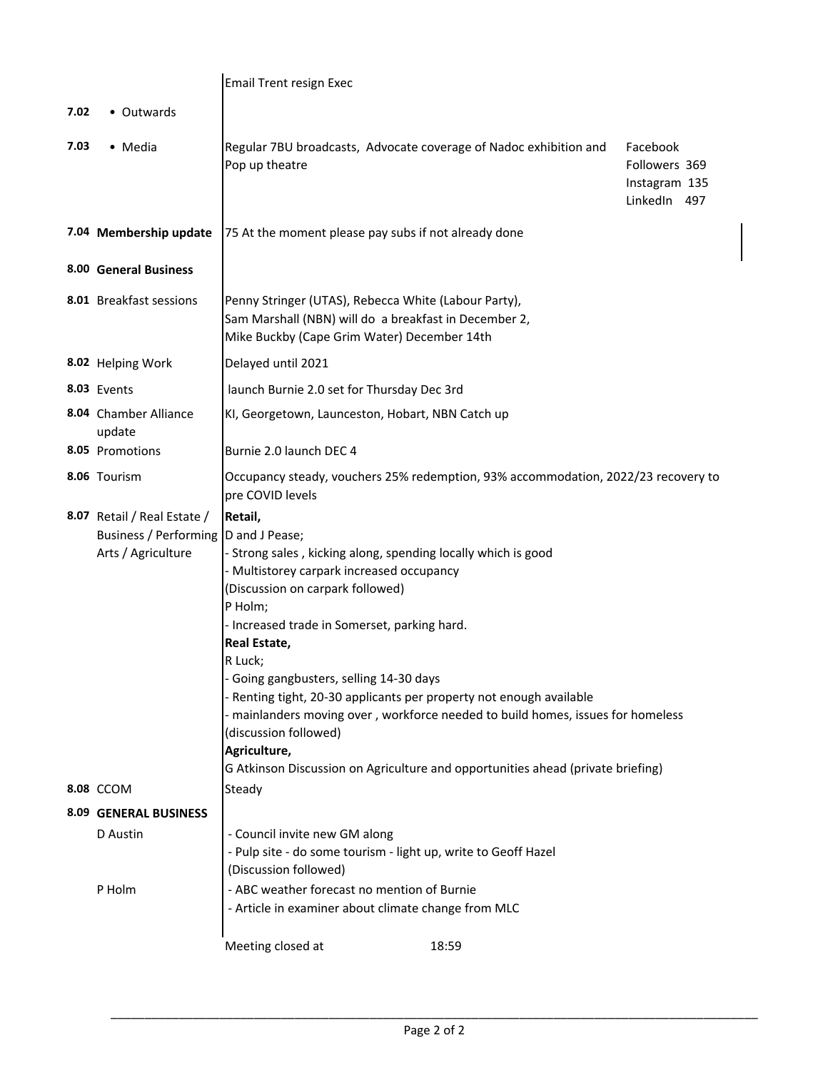| | | | |
|---|---|---|---|
| | | Email Trent resign Exec | |
| 7.02 | • Outwards | | |
| 7.03 | • Media | Regular 7BU broadcasts, Advocate coverage of Nadoc exhibition and Pop up theatre | Facebook Followers 369<br>Instagram 135<br>LinkedIn 497 |
| 7.04 | **Membership update** | 75 At the moment please pay subs if not already done | |
| 8.00 | **General Business** | | |
| 8.01 | Breakfast sessions | Penny Stringer (UTAS), Rebecca White (Labour Party),<br>Sam Marshall (NBN) will do a breakfast in December 2,<br>Mike Buckby (Cape Grim Water) December 14th | |
| 8.02 | Helping Work | Delayed until 2021 | |
| 8.03 | Events | launch Burnie 2.0 set for Thursday Dec 3rd | |
| 8.04 | Chamber Alliance update | KI, Georgetown, Launceston, Hobart, NBN Catch up | |
| 8.05 | Promotions | Burnie 2.0 launch DEC 4 | |
| 8.06 | Tourism | Occupancy steady, vouchers 25% redemption, 93% accommodation, 2022/23 recovery to pre COVID levels | |
| 8.07 | Retail / Real Estate / Business / Performing Arts / Agriculture | **Retail,**<br>D and J Pease;<br>- Strong sales , kicking along, spending locally which is good<br>- Multistorey carpark increased occupancy<br>(Discussion on carpark followed)<br>P Holm;<br>- Increased trade in Somerset, parking hard.<br>**Real Estate,**<br>R Luck;<br>- Going gangbusters, selling 14-30 days<br>- Renting tight, 20-30 applicants per property not enough available<br>- mainlanders moving over , workforce needed to build homes, issues for homeless<br>(discussion followed)<br>**Agriculture,**<br>G Atkinson Discussion on Agriculture and opportunities ahead (private briefing) | |
| 8.08 | CCOM | Steady | |
| 8.09 | **GENERAL BUSINESS** | | |
| | D Austin | - Council invite new GM along<br>- Pulp site - do some tourism - light up, write to Geoff Hazel<br>(Discussion followed) | |
| | P Holm | - ABC weather forecast no mention of Burnie<br>- Article in examiner about climate change from MLC | |
| | | Meeting closed at 18:59 | |